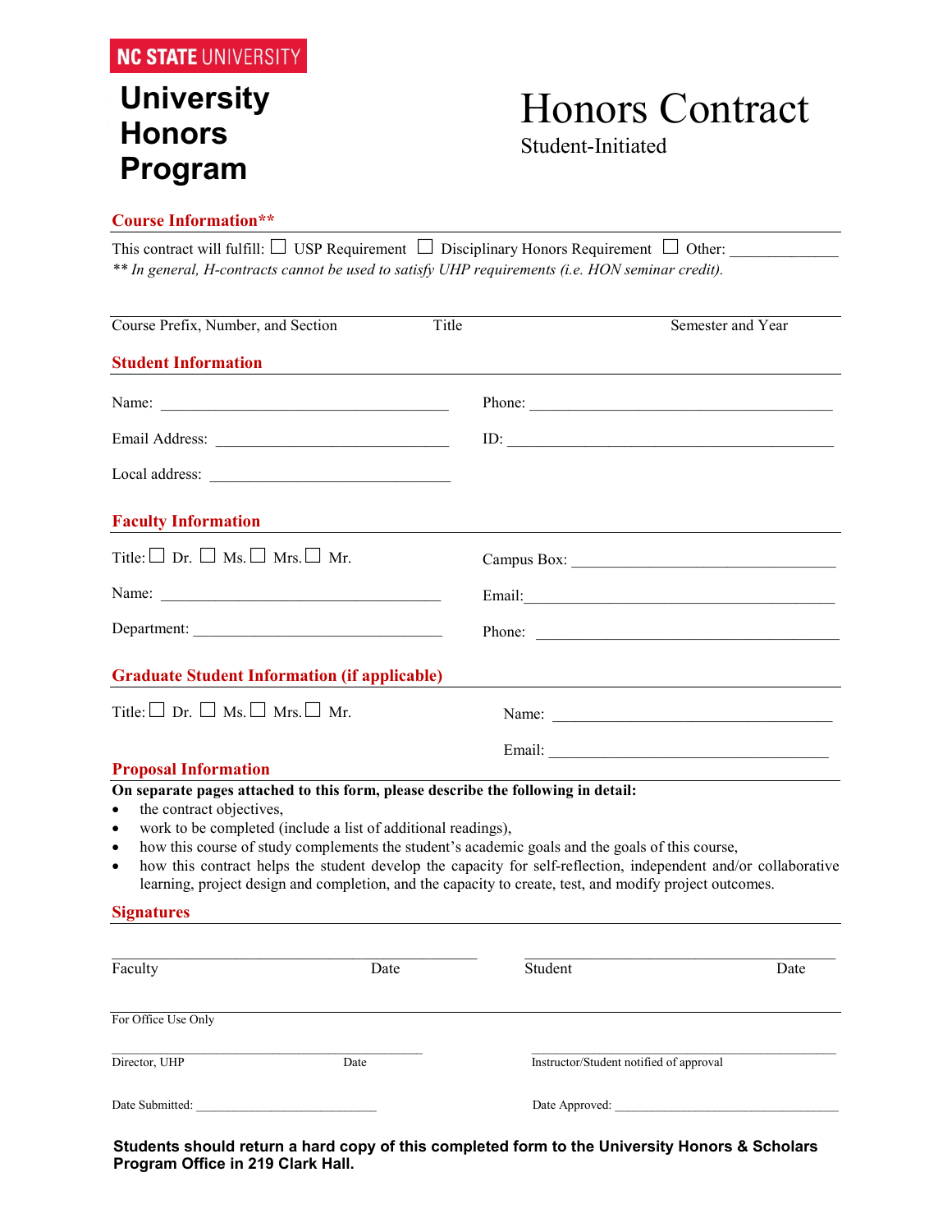NC STATE UNIVERSITY

# University Honors Program

# Honors Contract

Student-Initiated

## Course Information**

This contract will fulfill: ☐ USP Requirement ☐ Disciplinary Honors Requirement ☐ Other: ______________

*** In general, H-contracts cannot be used to satisfy UHP requirements (i.e. HON seminar credit).*

Course Prefix, Number, and Section | Title | Semester and Year

## Student Information

Name: ______________________________________ Phone: ______________________________________

Email Address: ______________________________ ID: __________________________________________

Local address: ________________________________

## Faculty Information

Title: ☐ Dr. ☐ Ms. ☐ Mrs. ☐ Mr. Campus Box: ________________________________

Name: ______________________________________ Email: ______________________________________

Department: _________________________________ Phone: ______________________________________

## Graduate Student Information (if applicable)

Title: ☐ Dr. ☐ Ms. ☐ Mrs. ☐ Mr. Name: ____________________________________

Email: ____________________________________

## Proposal Information

**On separate pages attached to this form, please describe the following in detail:**

- the contract objectives,
- work to be completed (include a list of additional readings),
- how this course of study complements the student's academic goals and the goals of this course,
- how this contract helps the student develop the capacity for self-reflection, independent and/or collaborative learning, project design and completion, and the capacity to create, test, and modify project outcomes.

## Signatures

_____________________________________________ _____________________________________________

Faculty Date Student Date

For Office Use Only

_____________________________________________ _____________________________________________

Director, UHP Date Instructor/Student notified of approval

Date Submitted: ___________________________ Date Approved: ___________________________________

**Students should return a hard copy of this completed form to the University Honors & Scholars Program Office in 219 Clark Hall.**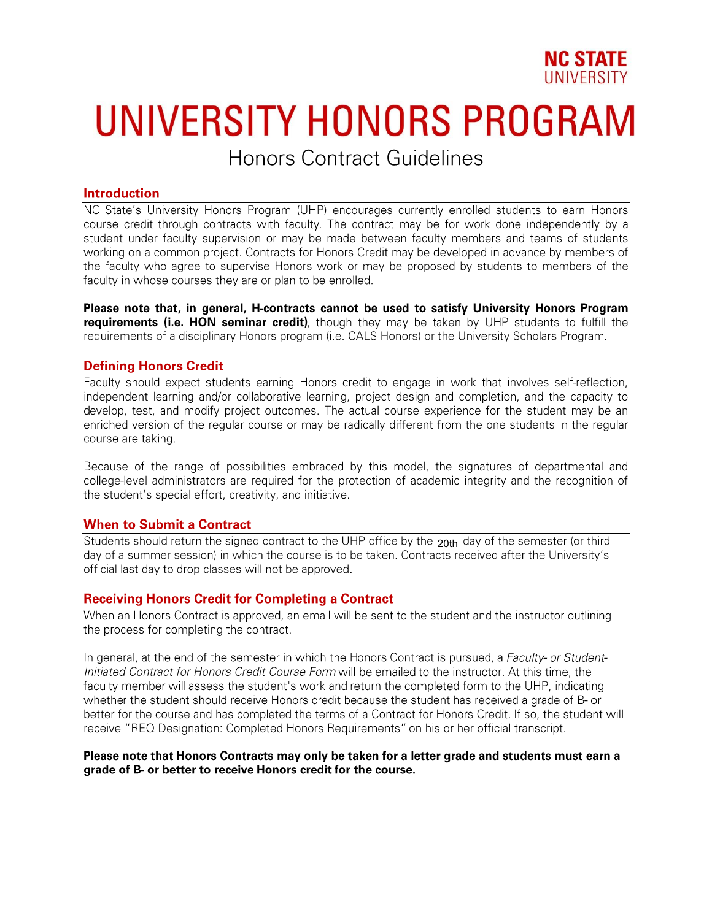NC STATE UNIVERSITY

# UNIVERSITY HONORS PROGRAM

## Honors Contract Guidelines

### Introduction

NC State's University Honors Program (UHP) encourages currently enrolled students to earn Honors course credit through contracts with faculty. The contract may be for work done independently by a student under faculty supervision or may be made between faculty members and teams of students working on a common project. Contracts for Honors Credit may be developed in advance by members of the faculty who agree to supervise Honors work or may be proposed by students to members of the faculty in whose courses they are or plan to be enrolled.

**Please note that, in general, H-contracts cannot be used to satisfy University Honors Program requirements (i.e. HON seminar credit)**, though they may be taken by UHP students to fulfill the requirements of a disciplinary Honors program (i.e. CALS Honors) or the University Scholars Program.

### Defining Honors Credit

Faculty should expect students earning Honors credit to engage in work that involves self-reflection, independent learning and/or collaborative learning, project design and completion, and the capacity to develop, test, and modify project outcomes. The actual course experience for the student may be an enriched version of the regular course or may be radically different from the one students in the regular course are taking.

Because of the range of possibilities embraced by this model, the signatures of departmental and college-level administrators are required for the protection of academic integrity and the recognition of the student's special effort, creativity, and initiative.

### When to Submit a Contract

Students should return the signed contract to the UHP office by the 20th day of the semester (or third day of a summer session) in which the course is to be taken. Contracts received after the University's official last day to drop classes will not be approved.

### Receiving Honors Credit for Completing a Contract

When an Honors Contract is approved, an email will be sent to the student and the instructor outlining the process for completing the contract.

In general, at the end of the semester in which the Honors Contract is pursued, a *Faculty- or Student-Initiated Contract for Honors Credit Course Form* will be emailed to the instructor. At this time, the faculty member will assess the student's work and return the completed form to the UHP, indicating whether the student should receive Honors credit because the student has received a grade of B- or better for the course and has completed the terms of a Contract for Honors Credit. If so, the student will receive "REQ Designation: Completed Honors Requirements" on his or her official transcript.

**Please note that Honors Contracts may only be taken for a letter grade and students must earn a grade of B- or better to receive Honors credit for the course.**